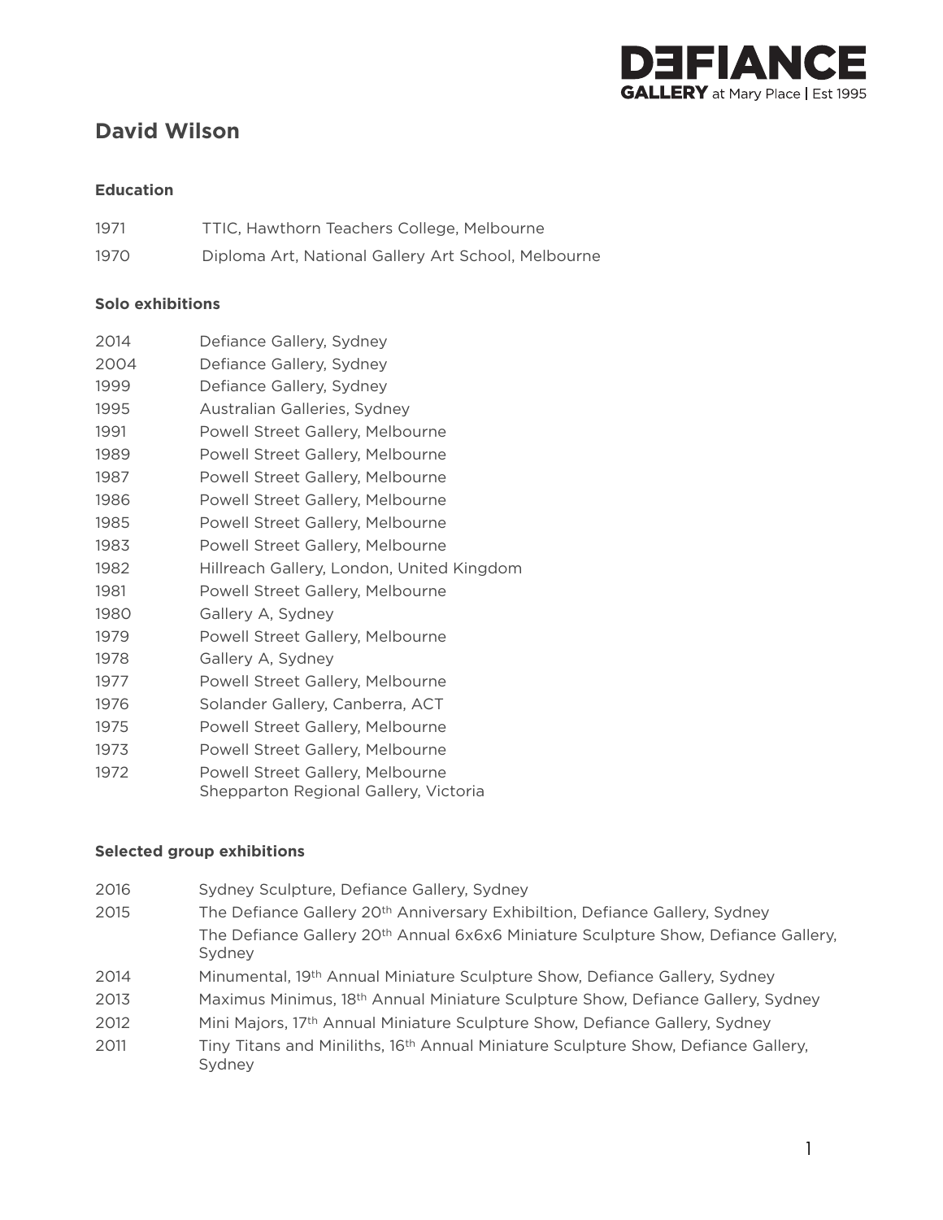# David Wilson

## Education

| | |
|---|---|
| 1971 | TTIC, Hawthorn Teachers College, Melbourne |
| 1970 | Diploma Art, National Gallery Art School, Melbourne |

## Solo exhibitions

| | |
|---|---|
| 2014 | Defiance Gallery, Sydney |
| 2004 | Defiance Gallery, Sydney |
| 1999 | Defiance Gallery, Sydney |
| 1995 | Australian Galleries, Sydney |
| 1991 | Powell Street Gallery, Melbourne |
| 1989 | Powell Street Gallery, Melbourne |
| 1987 | Powell Street Gallery, Melbourne |
| 1986 | Powell Street Gallery, Melbourne |
| 1985 | Powell Street Gallery, Melbourne |
| 1983 | Powell Street Gallery, Melbourne |
| 1982 | Hillreach Gallery, London, United Kingdom |
| 1981 | Powell Street Gallery, Melbourne |
| 1980 | Gallery A, Sydney |
| 1979 | Powell Street Gallery, Melbourne |
| 1978 | Gallery A, Sydney |
| 1977 | Powell Street Gallery, Melbourne |
| 1976 | Solander Gallery, Canberra, ACT |
| 1975 | Powell Street Gallery, Melbourne |
| 1973 | Powell Street Gallery, Melbourne |
| 1972 | Powell Street Gallery, Melbourne<br>Shepparton Regional Gallery, Victoria |

## Selected group exhibitions

| | |
|---|---|
| 2016 | Sydney Sculpture, Defiance Gallery, Sydney |
| 2015 | The Defiance Gallery 20th Anniversary Exhibiltion, Defiance Gallery, Sydney<br>The Defiance Gallery 20th Annual 6x6x6 Miniature Sculpture Show, Defiance Gallery, Sydney |
| 2014 | Minumental, 19th Annual Miniature Sculpture Show, Defiance Gallery, Sydney |
| 2013 | Maximus Minimus, 18th Annual Miniature Sculpture Show, Defiance Gallery, Sydney |
| 2012 | Mini Majors, 17th Annual Miniature Sculpture Show, Defiance Gallery, Sydney |
| 2011 | Tiny Titans and Miniliths, 16th Annual Miniature Sculpture Show, Defiance Gallery, Sydney |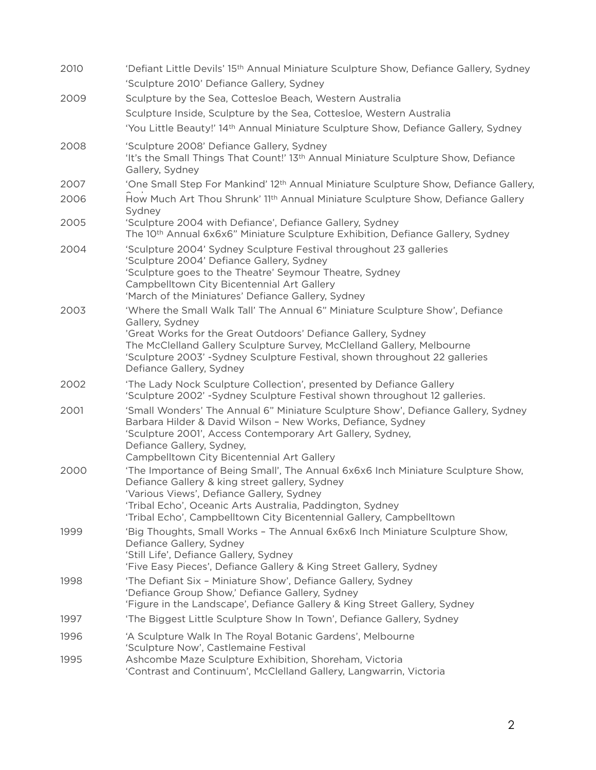| | |
|---|---|
| 2010 | 'Defiant Little Devils' 15th Annual Miniature Sculpture Show, Defiance Gallery, Sydney<br>'Sculpture 2010' Defiance Gallery, Sydney |
| 2009 | Sculpture by the Sea, Cottesloe Beach, Western Australia<br>Sculpture Inside, Sculpture by the Sea, Cottesloe, Western Australia<br>'You Little Beauty!' 14th Annual Miniature Sculpture Show, Defiance Gallery, Sydney |
| 2008 | 'Sculpture 2008' Defiance Gallery, Sydney<br>'It's the Small Things That Count!' 13th Annual Miniature Sculpture Show, Defiance Gallery, Sydney |
| 2007 | 'One Small Step For Mankind' 12th Annual Miniature Sculpture Show, Defiance Gallery, Sydney |
| 2006 | How Much Art Thou Shrunk' 11th Annual Miniature Sculpture Show, Defiance Gallery Sydney |
| 2005 | 'Sculpture 2004 with Defiance', Defiance Gallery, Sydney<br>The 10th Annual 6x6x6" Miniature Sculpture Exhibition, Defiance Gallery, Sydney |
| 2004 | 'Sculpture 2004' Sydney Sculpture Festival throughout 23 galleries<br>'Sculpture 2004' Defiance Gallery, Sydney<br>'Sculpture goes to the Theatre' Seymour Theatre, Sydney<br>Campbelltown City Bicentennial Art Gallery<br>'March of the Miniatures' Defiance Gallery, Sydney |
| 2003 | 'Where the Small Walk Tall' The Annual 6" Miniature Sculpture Show', Defiance Gallery, Sydney<br>'Great Works for the Great Outdoors' Defiance Gallery, Sydney<br>The McClelland Gallery Sculpture Survey, McClelland Gallery, Melbourne<br>'Sculpture 2003' -Sydney Sculpture Festival, shown throughout 22 galleries<br>Defiance Gallery, Sydney |
| 2002 | 'The Lady Nock Sculpture Collection', presented by Defiance Gallery<br>'Sculpture 2002' -Sydney Sculpture Festival shown throughout 12 galleries. |
| 2001 | 'Small Wonders' The Annual 6" Miniature Sculpture Show', Defiance Gallery, Sydney<br>Barbara Hilder & David Wilson – New Works, Defiance, Sydney<br>'Sculpture 2001', Access Contemporary Art Gallery, Sydney,<br>Defiance Gallery, Sydney,<br>Campbelltown City Bicentennial Art Gallery |
| 2000 | 'The Importance of Being Small', The Annual 6x6x6 Inch Miniature Sculpture Show, Defiance Gallery & king street gallery, Sydney<br>'Various Views', Defiance Gallery, Sydney<br>'Tribal Echo', Oceanic Arts Australia, Paddington, Sydney<br>'Tribal Echo', Campbelltown City Bicentennial Gallery, Campbelltown |
| 1999 | 'Big Thoughts, Small Works – The Annual 6x6x6 Inch Miniature Sculpture Show, Defiance Gallery, Sydney<br>'Still Life', Defiance Gallery, Sydney<br>'Five Easy Pieces', Defiance Gallery & King Street Gallery, Sydney |
| 1998 | 'The Defiant Six – Miniature Show', Defiance Gallery, Sydney<br>'Defiance Group Show,' Defiance Gallery, Sydney<br>'Figure in the Landscape', Defiance Gallery & King Street Gallery, Sydney |
| 1997 | 'The Biggest Little Sculpture Show In Town', Defiance Gallery, Sydney |
| 1996 | 'A Sculpture Walk In The Royal Botanic Gardens', Melbourne<br>'Sculpture Now', Castlemaine Festival |
| 1995 | Ashcombe Maze Sculpture Exhibition, Shoreham, Victoria<br>'Contrast and Continuum', McClelland Gallery, Langwarrin, Victoria |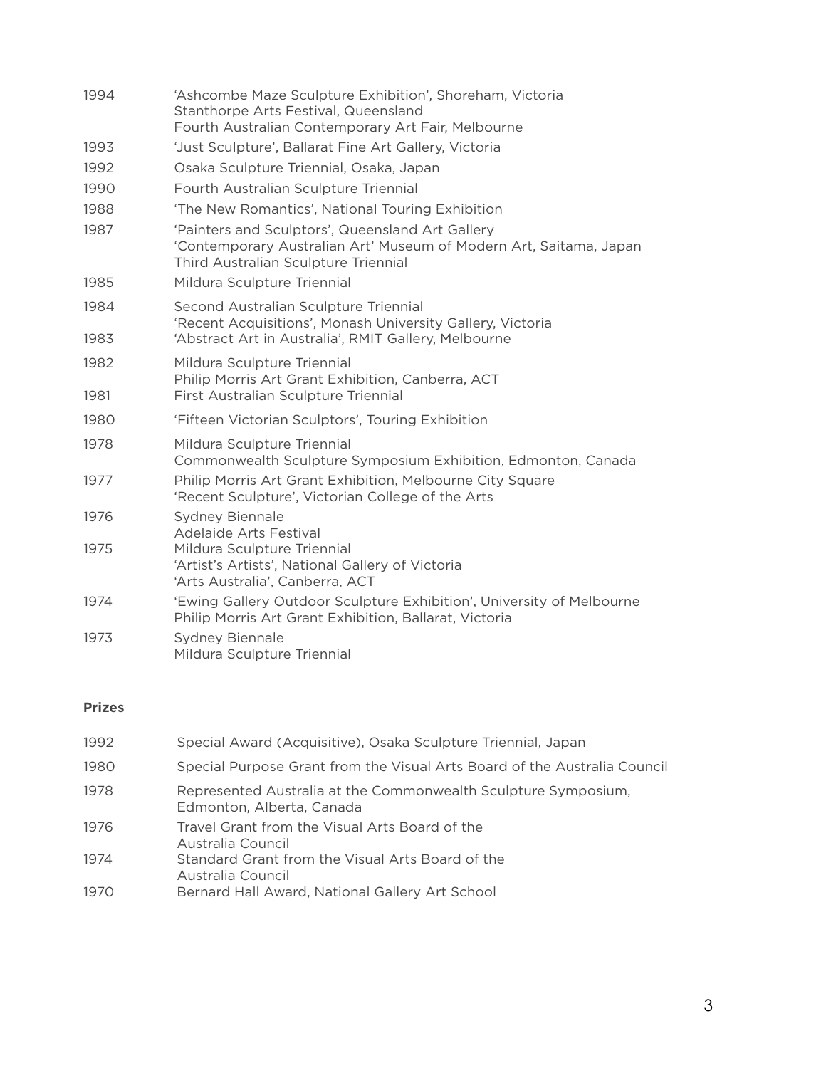| | |
|---|---|
| 1994 | 'Ashcombe Maze Sculpture Exhibition', Shoreham, Victoria<br>Stanthorpe Arts Festival, Queensland<br>Fourth Australian Contemporary Art Fair, Melbourne |
| 1993 | 'Just Sculpture', Ballarat Fine Art Gallery, Victoria |
| 1992 | Osaka Sculpture Triennial, Osaka, Japan |
| 1990 | Fourth Australian Sculpture Triennial |
| 1988 | 'The New Romantics', National Touring Exhibition |
| 1987 | 'Painters and Sculptors', Queensland Art Gallery<br>'Contemporary Australian Art' Museum of Modern Art, Saitama, Japan<br>Third Australian Sculpture Triennial |
| 1985 | Mildura Sculpture Triennial |
| 1984 | Second Australian Sculpture Triennial<br>'Recent Acquisitions', Monash University Gallery, Victoria |
| 1983 | 'Abstract Art in Australia', RMIT Gallery, Melbourne |
| 1982 | Mildura Sculpture Triennial<br>Philip Morris Art Grant Exhibition, Canberra, ACT |
| 1981 | First Australian Sculpture Triennial |
| 1980 | 'Fifteen Victorian Sculptors', Touring Exhibition |
| 1978 | Mildura Sculpture Triennial<br>Commonwealth Sculpture Symposium Exhibition, Edmonton, Canada |
| 1977 | Philip Morris Art Grant Exhibition, Melbourne City Square<br>'Recent Sculpture', Victorian College of the Arts |
| 1976 | Sydney Biennale<br>Adelaide Arts Festival |
| 1975 | Mildura Sculpture Triennial<br>'Artist's Artists', National Gallery of Victoria<br>'Arts Australia', Canberra, ACT |
| 1974 | 'Ewing Gallery Outdoor Sculpture Exhibition', University of Melbourne<br>Philip Morris Art Grant Exhibition, Ballarat, Victoria |
| 1973 | Sydney Biennale<br>Mildura Sculpture Triennial |

**Prizes**

| | |
|---|---|
| 1992 | Special Award (Acquisitive), Osaka Sculpture Triennial, Japan |
| 1980 | Special Purpose Grant from the Visual Arts Board of the Australia Council |
| 1978 | Represented Australia at the Commonwealth Sculpture Symposium, Edmonton, Alberta, Canada |
| 1976 | Travel Grant from the Visual Arts Board of the Australia Council |
| 1974 | Standard Grant from the Visual Arts Board of the Australia Council |
| 1970 | Bernard Hall Award, National Gallery Art School |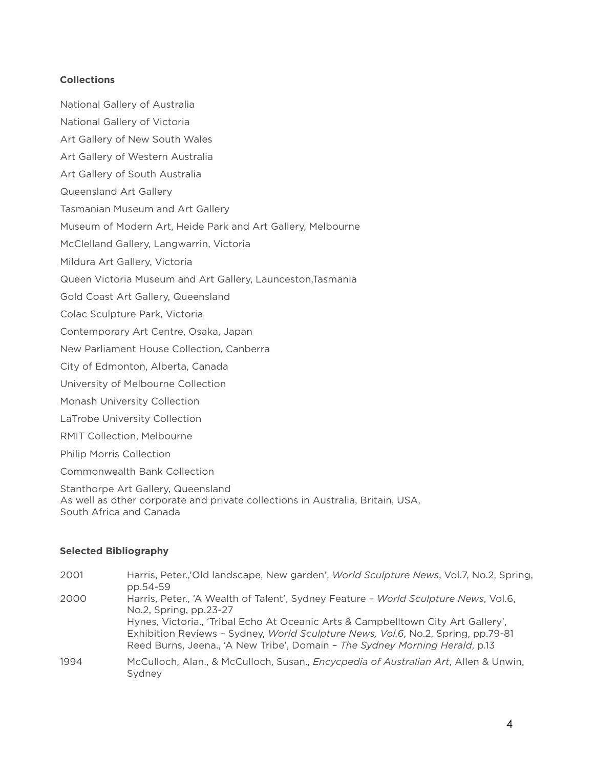**Collections**

National Gallery of Australia

National Gallery of Victoria

Art Gallery of New South Wales

Art Gallery of Western Australia

Art Gallery of South Australia

Queensland Art Gallery

Tasmanian Museum and Art Gallery

Museum of Modern Art, Heide Park and Art Gallery, Melbourne

McClelland Gallery, Langwarrin, Victoria

Mildura Art Gallery, Victoria

Queen Victoria Museum and Art Gallery, Launceston,Tasmania

Gold Coast Art Gallery, Queensland

Colac Sculpture Park, Victoria

Contemporary Art Centre, Osaka, Japan

New Parliament House Collection, Canberra

City of Edmonton, Alberta, Canada

University of Melbourne Collection

Monash University Collection

LaTrobe University Collection

RMIT Collection, Melbourne

Philip Morris Collection

Commonwealth Bank Collection

Stanthorpe Art Gallery, Queensland
As well as other corporate and private collections in Australia, Britain, USA, South Africa and Canada

**Selected Bibliography**

| | |
|---|---|
| 2001 | Harris, Peter.,'Old landscape, New garden', *World Sculpture News*, Vol.7, No.2, Spring, pp.54-59 |
| 2000 | Harris, Peter., 'A Wealth of Talent', Sydney Feature – *World Sculpture News*, Vol.6, No.2, Spring, pp.23-27 |
| | Hynes, Victoria., 'Tribal Echo At Oceanic Arts & Campbelltown City Art Gallery', Exhibition Reviews – Sydney, *World Sculpture News, Vol.6*, No.2, Spring, pp.79-81 |
| | Reed Burns, Jeena., 'A New Tribe', Domain – *The Sydney Morning Herald*, p.13 |
| 1994 | McCulloch, Alan., & McCulloch, Susan., *Encycpedia of Australian Art*, Allen & Unwin, Sydney |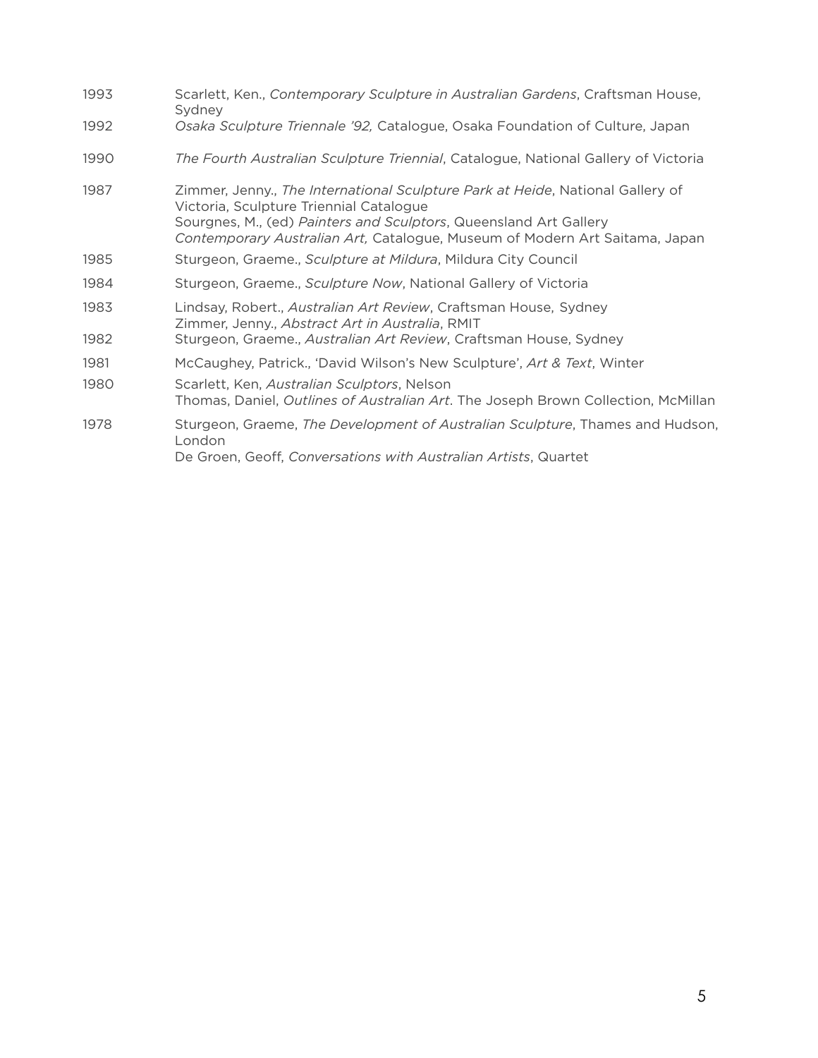| | |
|---|---|
| 1993 | Scarlett, Ken., *Contemporary Sculpture in Australian Gardens*, Craftsman House, Sydney |
| 1992 | *Osaka Sculpture Triennale '92,* Catalogue, Osaka Foundation of Culture, Japan |
| 1990 | *The Fourth Australian Sculpture Triennial*, Catalogue, National Gallery of Victoria |
| 1987 | Zimmer, Jenny., *The International Sculpture Park at Heide*, National Gallery of Victoria, Sculpture Triennial Catalogue<br>Sourgnes, M., (ed) *Painters and Sculptors*, Queensland Art Gallery<br>*Contemporary Australian Art,* Catalogue, Museum of Modern Art Saitama, Japan |
| 1985 | Sturgeon, Graeme., *Sculpture at Mildura*, Mildura City Council |
| 1984 | Sturgeon, Graeme., *Sculpture Now*, National Gallery of Victoria |
| 1983 | Lindsay, Robert., *Australian Art Review*, Craftsman House, Sydney<br>Zimmer, Jenny., *Abstract Art in Australia*, RMIT |
| 1982 | Sturgeon, Graeme., *Australian Art Review*, Craftsman House, Sydney |
| 1981 | McCaughey, Patrick., 'David Wilson's New Sculpture', *Art & Text*, Winter |
| 1980 | Scarlett, Ken, *Australian Sculptors*, Nelson<br>Thomas, Daniel, *Outlines of Australian Art*. The Joseph Brown Collection, McMillan |
| 1978 | Sturgeon, Graeme, *The Development of Australian Sculpture*, Thames and Hudson, London<br>De Groen, Geoff, *Conversations with Australian Artists*, Quartet |